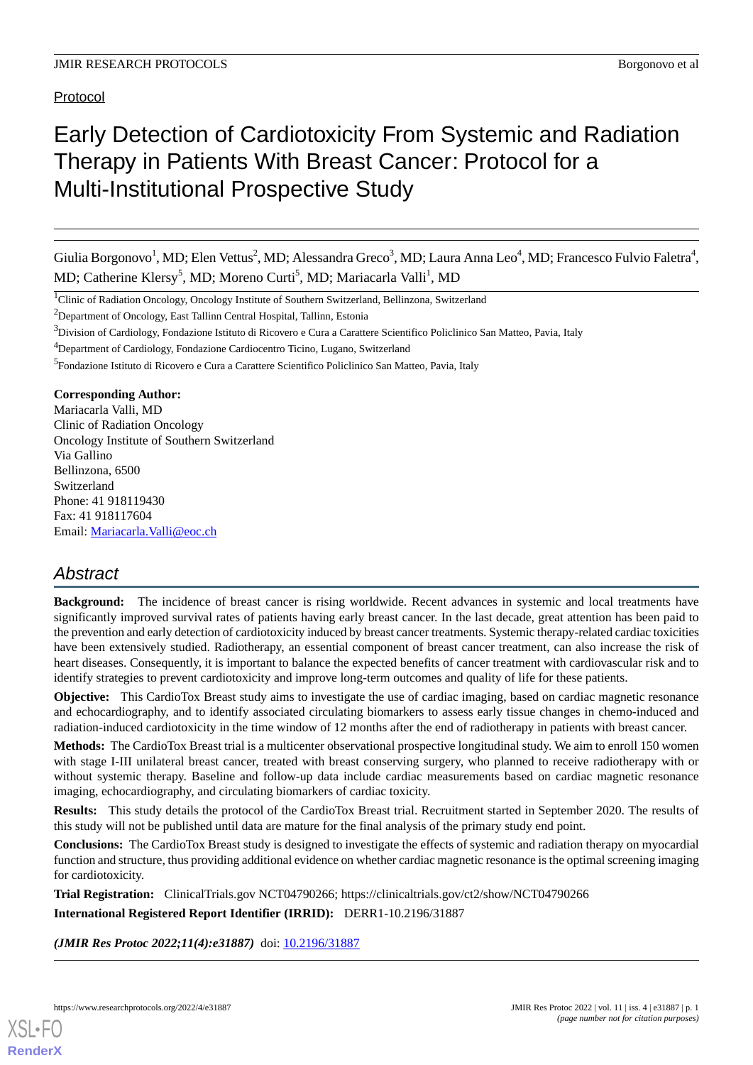Protocol

# Early Detection of Cardiotoxicity From Systemic and Radiation Therapy in Patients With Breast Cancer: Protocol for a Multi-Institutional Prospective Study

Giulia Borgonovo[1], MD; Elen Vettus[2], MD; Alessandra Greco[3], MD; Laura Anna Leo[4], MD; Francesco Fulvio Faletra[4], MD; Catherine Klersy[5], MD; Moreno Curti[5], MD; Mariacarla Valli[1], MD

[1]Clinic of Radiation Oncology, Oncology Institute of Southern Switzerland, Bellinzona, Switzerland

[2]Department of Oncology, East Tallinn Central Hospital, Tallinn, Estonia

[3]Division of Cardiology, Fondazione Istituto di Ricovero e Cura a Carattere Scientifico Policlinico San Matteo, Pavia, Italy

[4]Department of Cardiology, Fondazione Cardiocentro Ticino, Lugano, Switzerland

[5]Fondazione Istituto di Ricovero e Cura a Carattere Scientifico Policlinico San Matteo, Pavia, Italy

**Corresponding Author:**
Mariacarla Valli, MD
Clinic of Radiation Oncology
Oncology Institute of Southern Switzerland
Via Gallino
Bellinzona, 6500
Switzerland
Phone: 41 918119430
Fax: 41 918117604
Email: Mariacarla.Valli@eoc.ch

## Abstract

**Background:** The incidence of breast cancer is rising worldwide. Recent advances in systemic and local treatments have significantly improved survival rates of patients having early breast cancer. In the last decade, great attention has been paid to the prevention and early detection of cardiotoxicity induced by breast cancer treatments. Systemic therapy-related cardiac toxicities have been extensively studied. Radiotherapy, an essential component of breast cancer treatment, can also increase the risk of heart diseases. Consequently, it is important to balance the expected benefits of cancer treatment with cardiovascular risk and to identify strategies to prevent cardiotoxicity and improve long-term outcomes and quality of life for these patients.

**Objective:** This CardioTox Breast study aims to investigate the use of cardiac imaging, based on cardiac magnetic resonance and echocardiography, and to identify associated circulating biomarkers to assess early tissue changes in chemo-induced and radiation-induced cardiotoxicity in the time window of 12 months after the end of radiotherapy in patients with breast cancer.

**Methods:** The CardioTox Breast trial is a multicenter observational prospective longitudinal study. We aim to enroll 150 women with stage I-III unilateral breast cancer, treated with breast conserving surgery, who planned to receive radiotherapy with or without systemic therapy. Baseline and follow-up data include cardiac measurements based on cardiac magnetic resonance imaging, echocardiography, and circulating biomarkers of cardiac toxicity.

**Results:** This study details the protocol of the CardioTox Breast trial. Recruitment started in September 2020. The results of this study will not be published until data are mature for the final analysis of the primary study end point.

**Conclusions:** The CardioTox Breast study is designed to investigate the effects of systemic and radiation therapy on myocardial function and structure, thus providing additional evidence on whether cardiac magnetic resonance is the optimal screening imaging for cardiotoxicity.

**Trial Registration:** ClinicalTrials.gov NCT04790266; https://clinicaltrials.gov/ct2/show/NCT04790266

**International Registered Report Identifier (IRRID):** DERR1-10.2196/31887

***(JMIR Res Protoc 2022;11(4):e31887)*** doi: 10.2196/31887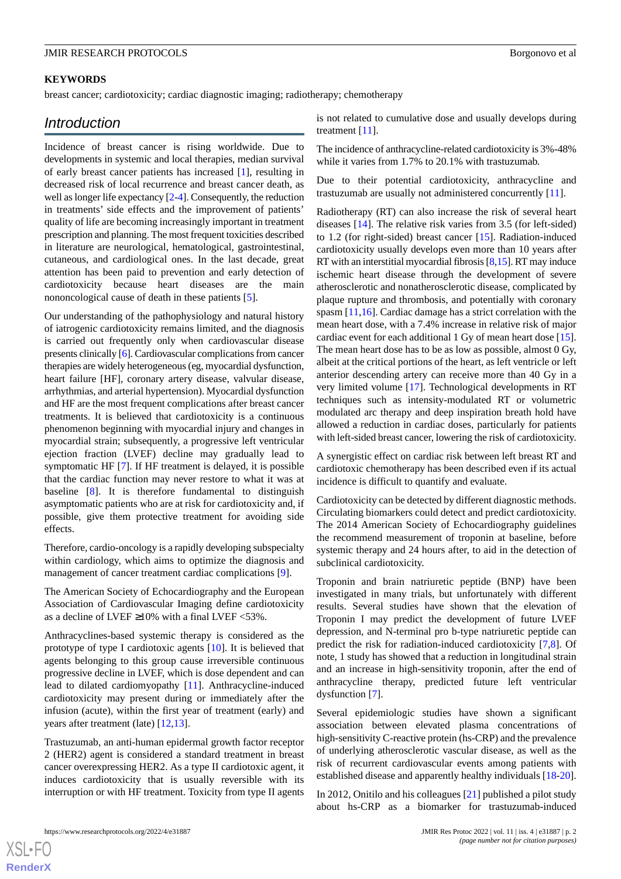**KEYWORDS**

breast cancer; cardiotoxicity; cardiac diagnostic imaging; radiotherapy; chemotherapy

## Introduction

Incidence of breast cancer is rising worldwide. Due to developments in systemic and local therapies, median survival of early breast cancer patients has increased [1], resulting in decreased risk of local recurrence and breast cancer death, as well as longer life expectancy [2-4]. Consequently, the reduction in treatments' side effects and the improvement of patients' quality of life are becoming increasingly important in treatment prescription and planning. The most frequent toxicities described in literature are neurological, hematological, gastrointestinal, cutaneous, and cardiological ones. In the last decade, great attention has been paid to prevention and early detection of cardiotoxicity because heart diseases are the main nononcological cause of death in these patients [5].

Our understanding of the pathophysiology and natural history of iatrogenic cardiotoxicity remains limited, and the diagnosis is carried out frequently only when cardiovascular disease presents clinically [6]. Cardiovascular complications from cancer therapies are widely heterogeneous (eg, myocardial dysfunction, heart failure [HF], coronary artery disease, valvular disease, arrhythmias, and arterial hypertension). Myocardial dysfunction and HF are the most frequent complications after breast cancer treatments. It is believed that cardiotoxicity is a continuous phenomenon beginning with myocardial injury and changes in myocardial strain; subsequently, a progressive left ventricular ejection fraction (LVEF) decline may gradually lead to symptomatic HF [7]. If HF treatment is delayed, it is possible that the cardiac function may never restore to what it was at baseline [8]. It is therefore fundamental to distinguish asymptomatic patients who are at risk for cardiotoxicity and, if possible, give them protective treatment for avoiding side effects.

Therefore, cardio-oncology is a rapidly developing subspecialty within cardiology, which aims to optimize the diagnosis and management of cancer treatment cardiac complications [9].

The American Society of Echocardiography and the European Association of Cardiovascular Imaging define cardiotoxicity as a decline of LVEF ≥10% with a final LVEF <53%.

Anthracyclines-based systemic therapy is considered as the prototype of type I cardiotoxic agents [10]. It is believed that agents belonging to this group cause irreversible continuous progressive decline in LVEF, which is dose dependent and can lead to dilated cardiomyopathy [11]. Anthracycline-induced cardiotoxicity may present during or immediately after the infusion (acute), within the first year of treatment (early) and years after treatment (late) [12,13].

Trastuzumab, an anti-human epidermal growth factor receptor 2 (HER2) agent is considered a standard treatment in breast cancer overexpressing HER2. As a type II cardiotoxic agent, it induces cardiotoxicity that is usually reversible with its interruption or with HF treatment. Toxicity from type II agents is not related to cumulative dose and usually develops during treatment [11].

The incidence of anthracycline-related cardiotoxicity is 3%-48% while it varies from 1.7% to 20.1% with trastuzumab.

Due to their potential cardiotoxicity, anthracycline and trastuzumab are usually not administered concurrently [11].

Radiotherapy (RT) can also increase the risk of several heart diseases [14]. The relative risk varies from 3.5 (for left-sided) to 1.2 (for right-sided) breast cancer [15]. Radiation-induced cardiotoxicity usually develops even more than 10 years after RT with an interstitial myocardial fibrosis [8,15]. RT may induce ischemic heart disease through the development of severe atherosclerotic and nonatherosclerotic disease, complicated by plaque rupture and thrombosis, and potentially with coronary spasm [11,16]. Cardiac damage has a strict correlation with the mean heart dose, with a 7.4% increase in relative risk of major cardiac event for each additional 1 Gy of mean heart dose [15]. The mean heart dose has to be as low as possible, almost 0 Gy, albeit at the critical portions of the heart, as left ventricle or left anterior descending artery can receive more than 40 Gy in a very limited volume [17]. Technological developments in RT techniques such as intensity-modulated RT or volumetric modulated arc therapy and deep inspiration breath hold have allowed a reduction in cardiac doses, particularly for patients with left-sided breast cancer, lowering the risk of cardiotoxicity.

A synergistic effect on cardiac risk between left breast RT and cardiotoxic chemotherapy has been described even if its actual incidence is difficult to quantify and evaluate.

Cardiotoxicity can be detected by different diagnostic methods. Circulating biomarkers could detect and predict cardiotoxicity. The 2014 American Society of Echocardiography guidelines the recommend measurement of troponin at baseline, before systemic therapy and 24 hours after, to aid in the detection of subclinical cardiotoxicity.

Troponin and brain natriuretic peptide (BNP) have been investigated in many trials, but unfortunately with different results. Several studies have shown that the elevation of Troponin I may predict the development of future LVEF depression, and N-terminal pro b-type natriuretic peptide can predict the risk for radiation-induced cardiotoxicity [7,8]. Of note, 1 study has showed that a reduction in longitudinal strain and an increase in high-sensitivity troponin, after the end of anthracycline therapy, predicted future left ventricular dysfunction [7].

Several epidemiologic studies have shown a significant association between elevated plasma concentrations of high-sensitivity C-reactive protein (hs-CRP) and the prevalence of underlying atherosclerotic vascular disease, as well as the risk of recurrent cardiovascular events among patients with established disease and apparently healthy individuals [18-20].

In 2012, Onitilo and his colleagues [21] published a pilot study about hs-CRP as a biomarker for trastuzumab-induced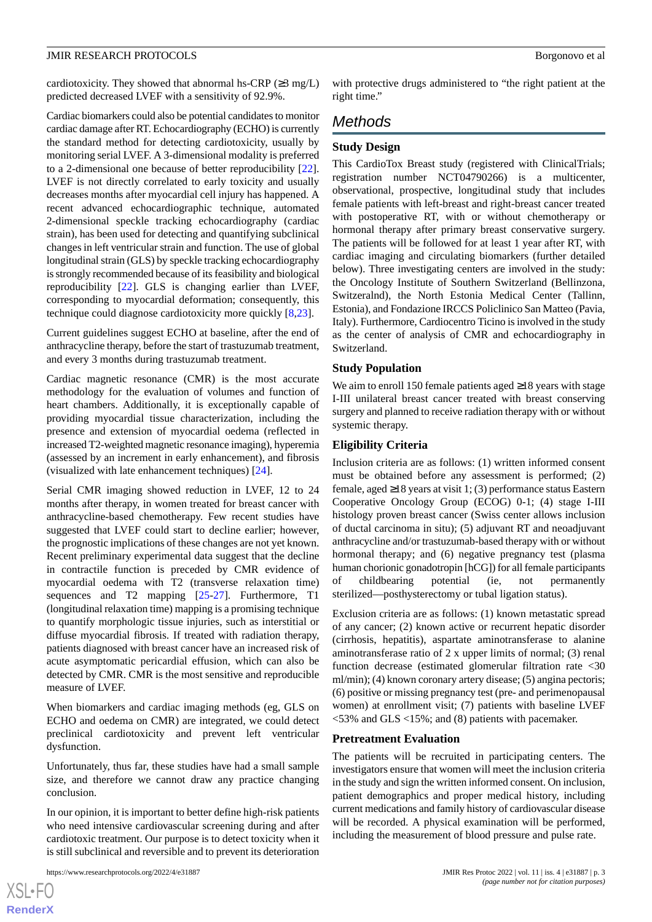cardiotoxicity. They showed that abnormal hs-CRP (≥3 mg/L) predicted decreased LVEF with a sensitivity of 92.9%.

Cardiac biomarkers could also be potential candidates to monitor cardiac damage after RT. Echocardiography (ECHO) is currently the standard method for detecting cardiotoxicity, usually by monitoring serial LVEF. A 3-dimensional modality is preferred to a 2-dimensional one because of better reproducibility [22]. LVEF is not directly correlated to early toxicity and usually decreases months after myocardial cell injury has happened. A recent advanced echocardiographic technique, automated 2-dimensional speckle tracking echocardiography (cardiac strain), has been used for detecting and quantifying subclinical changes in left ventricular strain and function. The use of global longitudinal strain (GLS) by speckle tracking echocardiography is strongly recommended because of its feasibility and biological reproducibility [22]. GLS is changing earlier than LVEF, corresponding to myocardial deformation; consequently, this technique could diagnose cardiotoxicity more quickly [8,23].

Current guidelines suggest ECHO at baseline, after the end of anthracycline therapy, before the start of trastuzumab treatment, and every 3 months during trastuzumab treatment.

Cardiac magnetic resonance (CMR) is the most accurate methodology for the evaluation of volumes and function of heart chambers. Additionally, it is exceptionally capable of providing myocardial tissue characterization, including the presence and extension of myocardial oedema (reflected in increased T2-weighted magnetic resonance imaging), hyperemia (assessed by an increment in early enhancement), and fibrosis (visualized with late enhancement techniques) [24].

Serial CMR imaging showed reduction in LVEF, 12 to 24 months after therapy, in women treated for breast cancer with anthracycline-based chemotherapy. Few recent studies have suggested that LVEF could start to decline earlier; however, the prognostic implications of these changes are not yet known. Recent preliminary experimental data suggest that the decline in contractile function is preceded by CMR evidence of myocardial oedema with T2 (transverse relaxation time) sequences and T2 mapping [25-27]. Furthermore, T1 (longitudinal relaxation time) mapping is a promising technique to quantify morphologic tissue injuries, such as interstitial or diffuse myocardial fibrosis. If treated with radiation therapy, patients diagnosed with breast cancer have an increased risk of acute asymptomatic pericardial effusion, which can also be detected by CMR. CMR is the most sensitive and reproducible measure of LVEF.

When biomarkers and cardiac imaging methods (eg, GLS on ECHO and oedema on CMR) are integrated, we could detect preclinical cardiotoxicity and prevent left ventricular dysfunction.

Unfortunately, thus far, these studies have had a small sample size, and therefore we cannot draw any practice changing conclusion.

In our opinion, it is important to better define high-risk patients who need intensive cardiovascular screening during and after cardiotoxic treatment. Our purpose is to detect toxicity when it is still subclinical and reversible and to prevent its deterioration with protective drugs administered to "the right patient at the right time."

# Methods

## Study Design

This CardioTox Breast study (registered with ClinicalTrials; registration number NCT04790266) is a multicenter, observational, prospective, longitudinal study that includes female patients with left-breast and right-breast cancer treated with postoperative RT, with or without chemotherapy or hormonal therapy after primary breast conservative surgery. The patients will be followed for at least 1 year after RT, with cardiac imaging and circulating biomarkers (further detailed below). Three investigating centers are involved in the study: the Oncology Institute of Southern Switzerland (Bellinzona, Switzeralnd), the North Estonia Medical Center (Tallinn, Estonia), and Fondazione IRCCS Policlinico San Matteo (Pavia, Italy). Furthermore, Cardiocentro Ticino is involved in the study as the center of analysis of CMR and echocardiography in Switzerland.

## Study Population

We aim to enroll 150 female patients aged ≥18 years with stage I-III unilateral breast cancer treated with breast conserving surgery and planned to receive radiation therapy with or without systemic therapy.

## Eligibility Criteria

Inclusion criteria are as follows: (1) written informed consent must be obtained before any assessment is performed; (2) female, aged ≥18 years at visit 1; (3) performance status Eastern Cooperative Oncology Group (ECOG) 0-1; (4) stage I-III histology proven breast cancer (Swiss center allows inclusion of ductal carcinoma in situ); (5) adjuvant RT and neoadjuvant anthracycline and/or trastuzumab-based therapy with or without hormonal therapy; and (6) negative pregnancy test (plasma human chorionic gonadotropin [hCG]) for all female participants of childbearing potential (ie, not permanently sterilized—posthysterectomy or tubal ligation status).

Exclusion criteria are as follows: (1) known metastatic spread of any cancer; (2) known active or recurrent hepatic disorder (cirrhosis, hepatitis), aspartate aminotransferase to alanine aminotransferase ratio of 2 x upper limits of normal; (3) renal function decrease (estimated glomerular filtration rate <30 ml/min); (4) known coronary artery disease; (5) angina pectoris; (6) positive or missing pregnancy test (pre- and perimenopausal women) at enrollment visit; (7) patients with baseline LVEF <53% and GLS <15%; and (8) patients with pacemaker.

## Pretreatment Evaluation

The patients will be recruited in participating centers. The investigators ensure that women will meet the inclusion criteria in the study and sign the written informed consent. On inclusion, patient demographics and proper medical history, including current medications and family history of cardiovascular disease will be recorded. A physical examination will be performed, including the measurement of blood pressure and pulse rate.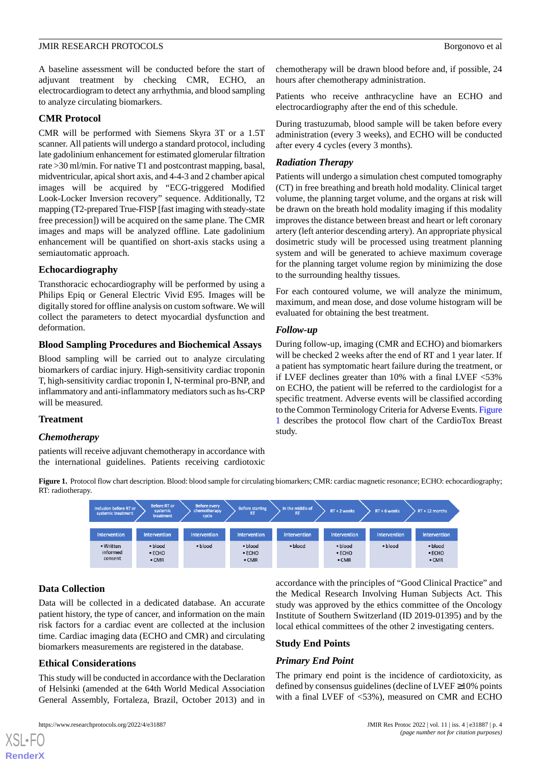A baseline assessment will be conducted before the start of adjuvant treatment by checking CMR, ECHO, an electrocardiogram to detect any arrhythmia, and blood sampling to analyze circulating biomarkers.

### CMR Protocol

CMR will be performed with Siemens Skyra 3T or a 1.5T scanner. All patients will undergo a standard protocol, including late gadolinium enhancement for estimated glomerular filtration rate >30 ml/min. For native T1 and postcontrast mapping, basal, midventricular, apical short axis, and 4-4-3 and 2 chamber apical images will be acquired by "ECG-triggered Modified Look-Locker Inversion recovery" sequence. Additionally, T2 mapping (T2-prepared True-FISP [fast imaging with steady-state free precession]) will be acquired on the same plane. The CMR images and maps will be analyzed offline. Late gadolinium enhancement will be quantified on short-axis stacks using a semiautomatic approach.

### Echocardiography

Transthoracic echocardiography will be performed by using a Philips Epiq or General Electric Vivid E95. Images will be digitally stored for offline analysis on custom software. We will collect the parameters to detect myocardial dysfunction and deformation.

### Blood Sampling Procedures and Biochemical Assays

Blood sampling will be carried out to analyze circulating biomarkers of cardiac injury. High-sensitivity cardiac troponin T, high-sensitivity cardiac troponin I, N-terminal pro-BNP, and inflammatory and anti-inflammatory mediators such as hs-CRP will be measured.

### Treatment

#### *Chemotherapy*

patients will receive adjuvant chemotherapy in accordance with the international guidelines. Patients receiving cardiotoxic chemotherapy will be drawn blood before and, if possible, 24 hours after chemotherapy administration.

Patients who receive anthracycline have an ECHO and electrocardiography after the end of this schedule.

During trastuzumab, blood sample will be taken before every administration (every 3 weeks), and ECHO will be conducted after every 4 cycles (every 3 months).

#### *Radiation Therapy*

Patients will undergo a simulation chest computed tomography (CT) in free breathing and breath hold modality. Clinical target volume, the planning target volume, and the organs at risk will be drawn on the breath hold modality imaging if this modality improves the distance between breast and heart or left coronary artery (left anterior descending artery). An appropriate physical dosimetric study will be processed using treatment planning system and will be generated to achieve maximum coverage for the planning target volume region by minimizing the dose to the surrounding healthy tissues.

For each contoured volume, we will analyze the minimum, maximum, and mean dose, and dose volume histogram will be evaluated for obtaining the best treatment.

#### *Follow-up*

During follow-up, imaging (CMR and ECHO) and biomarkers will be checked 2 weeks after the end of RT and 1 year later. If a patient has symptomatic heart failure during the treatment, or if LVEF declines greater than 10% with a final LVEF <53% on ECHO, the patient will be referred to the cardiologist for a specific treatment. Adverse events will be classified according to the Common Terminology Criteria for Adverse Events. Figure 1 describes the protocol flow chart of the CardioTox Breast study.

**Figure 1.** Protocol flow chart description. Blood: blood sample for circulating biomarkers; CMR: cardiac magnetic resonance; ECHO: echocardiography; RT: radiotherapy.

| Inclusion before RT or systemic treatment | Before RT or systemic treatment | Before every chemotherapy cycle | Before starting RT | In the middle of RT | RT + 2 weeks | RT + 6 weeks | RT + 12 months |
|---|---|---|---|---|---|---|---|
| Intervention | Intervention | Intervention | Intervention | Intervention | Intervention | Intervention | Intervention |
| • Written informed consent | • blood<br>• ECHO<br>• CMR | • blood | • blood<br>• ECHO<br>• CMR | • blood | • blood<br>• ECHO<br>• CMR | • blood | • blood<br>• ECHO<br>• CMR |

### Data Collection

Data will be collected in a dedicated database. An accurate patient history, the type of cancer, and information on the main risk factors for a cardiac event are collected at the inclusion time. Cardiac imaging data (ECHO and CMR) and circulating biomarkers measurements are registered in the database.

### Ethical Considerations

This study will be conducted in accordance with the Declaration of Helsinki (amended at the 64th World Medical Association General Assembly, Fortaleza, Brazil, October 2013) and in accordance with the principles of "Good Clinical Practice" and the Medical Research Involving Human Subjects Act. This study was approved by the ethics committee of the Oncology Institute of Southern Switzerland (ID 2019-01395) and by the local ethical committees of the other 2 investigating centers.

### Study End Points

#### *Primary End Point*

The primary end point is the incidence of cardiotoxicity, as defined by consensus guidelines (decline of LVEF ≥10% points with a final LVEF of <53%), measured on CMR and ECHO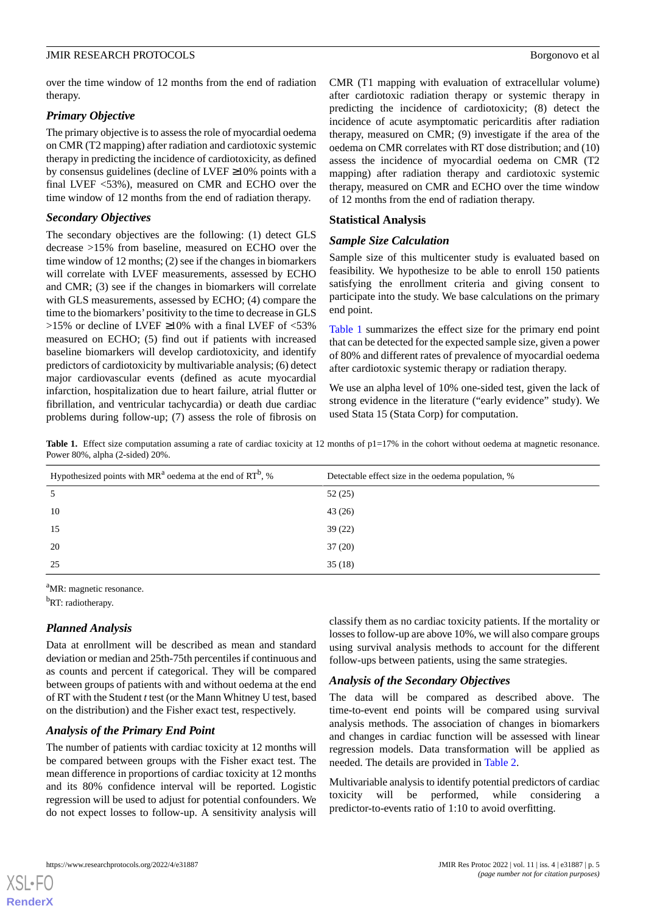over the time window of 12 months from the end of radiation therapy.

### Primary Objective

The primary objective is to assess the role of myocardial oedema on CMR (T2 mapping) after radiation and cardiotoxic systemic therapy in predicting the incidence of cardiotoxicity, as defined by consensus guidelines (decline of LVEF ≥10% points with a final LVEF <53%), measured on CMR and ECHO over the time window of 12 months from the end of radiation therapy.

### Secondary Objectives

The secondary objectives are the following: (1) detect GLS decrease >15% from baseline, measured on ECHO over the time window of 12 months; (2) see if the changes in biomarkers will correlate with LVEF measurements, assessed by ECHO and CMR; (3) see if the changes in biomarkers will correlate with GLS measurements, assessed by ECHO; (4) compare the time to the biomarkers' positivity to the time to decrease in GLS >15% or decline of LVEF ≥10% with a final LVEF of <53% measured on ECHO; (5) find out if patients with increased baseline biomarkers will develop cardiotoxicity, and identify predictors of cardiotoxicity by multivariable analysis; (6) detect major cardiovascular events (defined as acute myocardial infarction, hospitalization due to heart failure, atrial flutter or fibrillation, and ventricular tachycardia) or death due cardiac problems during follow-up; (7) assess the role of fibrosis on CMR (T1 mapping with evaluation of extracellular volume) after cardiotoxic radiation therapy or systemic therapy in predicting the incidence of cardiotoxicity; (8) detect the incidence of acute asymptomatic pericarditis after radiation therapy, measured on CMR; (9) investigate if the area of the oedema on CMR correlates with RT dose distribution; and (10) assess the incidence of myocardial oedema on CMR (T2 mapping) after radiation therapy and cardiotoxic systemic therapy, measured on CMR and ECHO over the time window of 12 months from the end of radiation therapy.

## Statistical Analysis

### Sample Size Calculation

Sample size of this multicenter study is evaluated based on feasibility. We hypothesize to be able to enroll 150 patients satisfying the enrollment criteria and giving consent to participate into the study. We base calculations on the primary end point.

Table 1 summarizes the effect size for the primary end point that can be detected for the expected sample size, given a power of 80% and different rates of prevalence of myocardial oedema after cardiotoxic systemic therapy or radiation therapy.

We use an alpha level of 10% one-sided test, given the lack of strong evidence in the literature ("early evidence" study). We used Stata 15 (Stata Corp) for computation.

**Table 1.** Effect size computation assuming a rate of cardiac toxicity at 12 months of p1=17% in the cohort without oedema at magnetic resonance. Power 80%, alpha (2-sided) 20%.

| Hypothesized points with MR[a] oedema at the end of RT[b], % | Detectable effect size in the oedema population, % |
|---|---|
| 5 | 52 (25) |
| 10 | 43 (26) |
| 15 | 39 (22) |
| 20 | 37 (20) |
| 25 | 35 (18) |

[a]MR: magnetic resonance.

[b]RT: radiotherapy.

### Planned Analysis

Data at enrollment will be described as mean and standard deviation or median and 25th-75th percentiles if continuous and as counts and percent if categorical. They will be compared between groups of patients with and without oedema at the end of RT with the Student *t* test (or the Mann Whitney U test, based on the distribution) and the Fisher exact test, respectively.

### Analysis of the Primary End Point

The number of patients with cardiac toxicity at 12 months will be compared between groups with the Fisher exact test. The mean difference in proportions of cardiac toxicity at 12 months and its 80% confidence interval will be reported. Logistic regression will be used to adjust for potential confounders. We do not expect losses to follow-up. A sensitivity analysis will classify them as no cardiac toxicity patients. If the mortality or losses to follow-up are above 10%, we will also compare groups using survival analysis methods to account for the different follow-ups between patients, using the same strategies.

### Analysis of the Secondary Objectives

The data will be compared as described above. The time-to-event end points will be compared using survival analysis methods. The association of changes in biomarkers and changes in cardiac function will be assessed with linear regression models. Data transformation will be applied as needed. The details are provided in Table 2.

Multivariable analysis to identify potential predictors of cardiac toxicity will be performed, while considering a predictor-to-events ratio of 1:10 to avoid overfitting.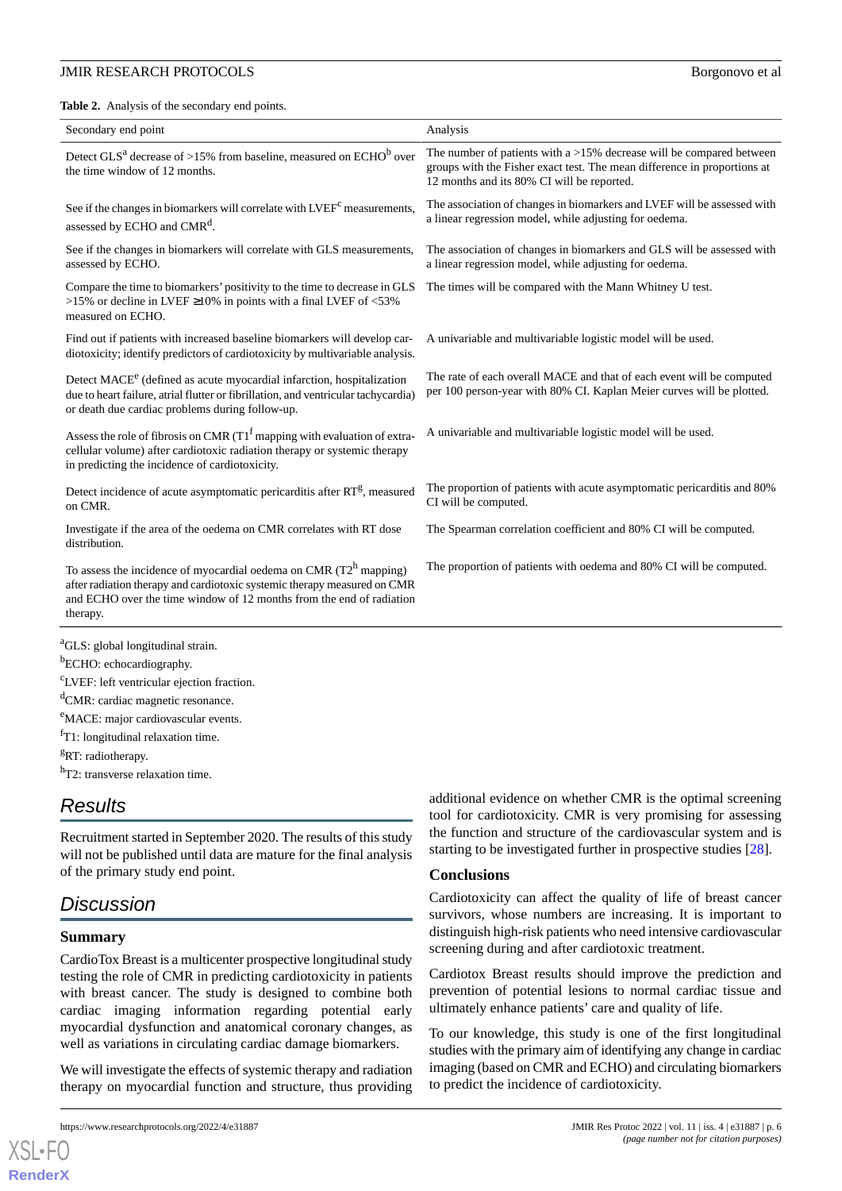**Table 2.** Analysis of the secondary end points.

| Secondary end point | Analysis |
|---|---|
| Detect GLS[a] decrease of >15% from baseline, measured on ECHO[b] over the time window of 12 months. | The number of patients with a >15% decrease will be compared between groups with the Fisher exact test. The mean difference in proportions at 12 months and its 80% CI will be reported. |
| See if the changes in biomarkers will correlate with LVEF[c] measurements, assessed by ECHO and CMR[d]. | The association of changes in biomarkers and LVEF will be assessed with a linear regression model, while adjusting for oedema. |
| See if the changes in biomarkers will correlate with GLS measurements, assessed by ECHO. | The association of changes in biomarkers and GLS will be assessed with a linear regression model, while adjusting for oedema. |
| Compare the time to biomarkers' positivity to the time to decrease in GLS >15% or decline in LVEF ≥10% in points with a final LVEF of <53% measured on ECHO. | The times will be compared with the Mann Whitney U test. |
| Find out if patients with increased baseline biomarkers will develop cardiotoxicity; identify predictors of cardiotoxicity by multivariable analysis. | A univariable and multivariable logistic model will be used. |
| Detect MACE[e] (defined as acute myocardial infarction, hospitalization due to heart failure, atrial flutter or fibrillation, and ventricular tachycardia) or death due cardiac problems during follow-up. | The rate of each overall MACE and that of each event will be computed per 100 person-year with 80% CI. Kaplan Meier curves will be plotted. |
| Assess the role of fibrosis on CMR (T1[f] mapping with evaluation of extracellular volume) after cardiotoxic radiation therapy or systemic therapy in predicting the incidence of cardiotoxicity. | A univariable and multivariable logistic model will be used. |
| Detect incidence of acute asymptomatic pericarditis after RT[g], measured on CMR. | The proportion of patients with acute asymptomatic pericarditis and 80% CI will be computed. |
| Investigate if the area of the oedema on CMR correlates with RT dose distribution. | The Spearman correlation coefficient and 80% CI will be computed. |
| To assess the incidence of myocardial oedema on CMR (T2[h] mapping) after radiation therapy and cardiotoxic systemic therapy measured on CMR and ECHO over the time window of 12 months from the end of radiation therapy. | The proportion of patients with oedema and 80% CI will be computed. |

[a]GLS: global longitudinal strain.
[b]ECHO: echocardiography.
[c]LVEF: left ventricular ejection fraction.
[d]CMR: cardiac magnetic resonance.
[e]MACE: major cardiovascular events.
[f]T1: longitudinal relaxation time.
[g]RT: radiotherapy.
[h]T2: transverse relaxation time.

## Results

Recruitment started in September 2020. The results of this study will not be published until data are mature for the final analysis of the primary study end point.

## Discussion

### Summary

CardioTox Breast is a multicenter prospective longitudinal study testing the role of CMR in predicting cardiotoxicity in patients with breast cancer. The study is designed to combine both cardiac imaging information regarding potential early myocardial dysfunction and anatomical coronary changes, as well as variations in circulating cardiac damage biomarkers.

We will investigate the effects of systemic therapy and radiation therapy on myocardial function and structure, thus providing additional evidence on whether CMR is the optimal screening tool for cardiotoxicity. CMR is very promising for assessing the function and structure of the cardiovascular system and is starting to be investigated further in prospective studies [28].

### Conclusions

Cardiotoxicity can affect the quality of life of breast cancer survivors, whose numbers are increasing. It is important to distinguish high-risk patients who need intensive cardiovascular screening during and after cardiotoxic treatment.

Cardiotox Breast results should improve the prediction and prevention of potential lesions to normal cardiac tissue and ultimately enhance patients' care and quality of life.

To our knowledge, this study is one of the first longitudinal studies with the primary aim of identifying any change in cardiac imaging (based on CMR and ECHO) and circulating biomarkers to predict the incidence of cardiotoxicity.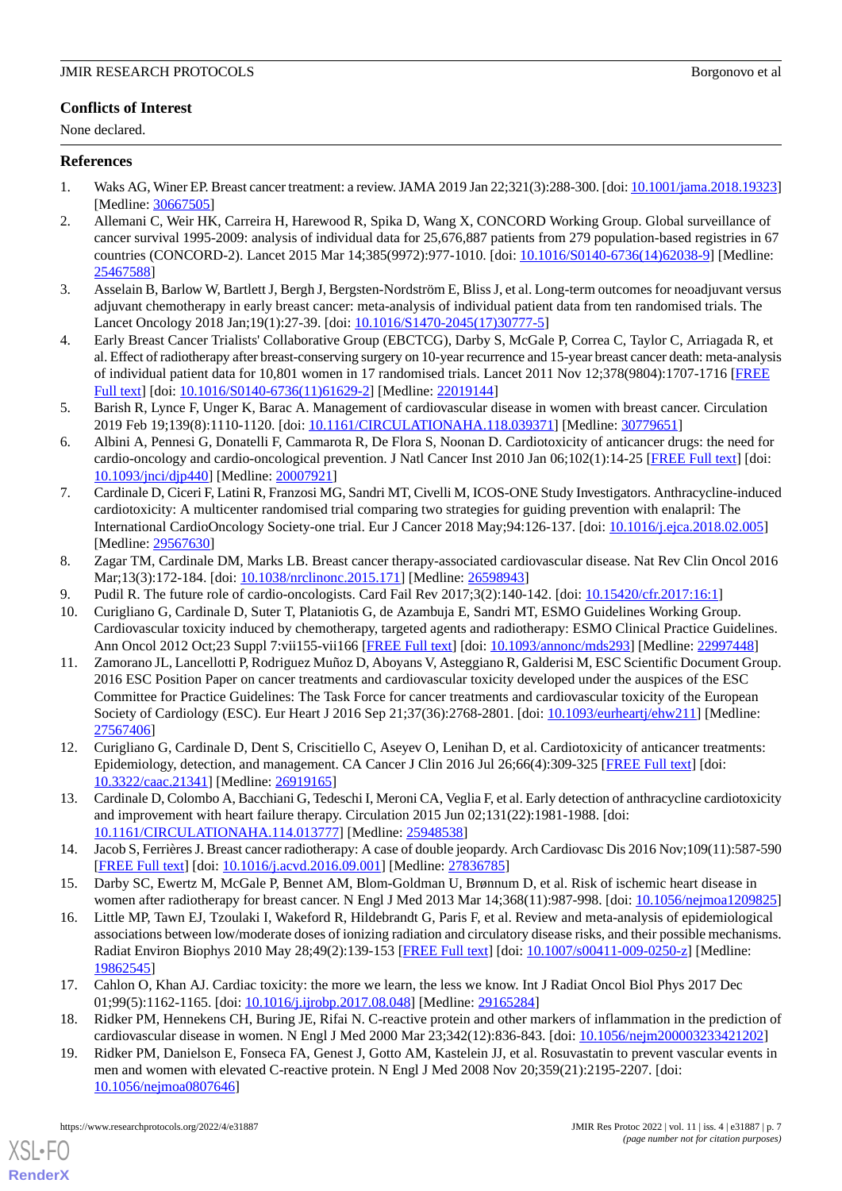## Conflicts of Interest

None declared.

## References

1. Waks AG, Winer EP. Breast cancer treatment: a review. JAMA 2019 Jan 22;321(3):288-300. [doi: 10.1001/jama.2018.19323] [Medline: 30667505]
2. Allemani C, Weir HK, Carreira H, Harewood R, Spika D, Wang X, CONCORD Working Group. Global surveillance of cancer survival 1995-2009: analysis of individual data for 25,676,887 patients from 279 population-based registries in 67 countries (CONCORD-2). Lancet 2015 Mar 14;385(9972):977-1010. [doi: 10.1016/S0140-6736(14)62038-9] [Medline: 25467588]
3. Asselain B, Barlow W, Bartlett J, Bergh J, Bergsten-Nordström E, Bliss J, et al. Long-term outcomes for neoadjuvant versus adjuvant chemotherapy in early breast cancer: meta-analysis of individual patient data from ten randomised trials. The Lancet Oncology 2018 Jan;19(1):27-39. [doi: 10.1016/S1470-2045(17)30777-5]
4. Early Breast Cancer Trialists' Collaborative Group (EBCTCG), Darby S, McGale P, Correa C, Taylor C, Arriagada R, et al. Effect of radiotherapy after breast-conserving surgery on 10-year recurrence and 15-year breast cancer death: meta-analysis of individual patient data for 10,801 women in 17 randomised trials. Lancet 2011 Nov 12;378(9804):1707-1716 [FREE Full text] [doi: 10.1016/S0140-6736(11)61629-2] [Medline: 22019144]
5. Barish R, Lynce F, Unger K, Barac A. Management of cardiovascular disease in women with breast cancer. Circulation 2019 Feb 19;139(8):1110-1120. [doi: 10.1161/CIRCULATIONAHA.118.039371] [Medline: 30779651]
6. Albini A, Pennesi G, Donatelli F, Cammarota R, De Flora S, Noonan D. Cardiotoxicity of anticancer drugs: the need for cardio-oncology and cardio-oncological prevention. J Natl Cancer Inst 2010 Jan 06;102(1):14-25 [FREE Full text] [doi: 10.1093/jnci/djp440] [Medline: 20007921]
7. Cardinale D, Ciceri F, Latini R, Franzosi MG, Sandri MT, Civelli M, ICOS-ONE Study Investigators. Anthracycline-induced cardiotoxicity: A multicenter randomised trial comparing two strategies for guiding prevention with enalapril: The International CardioOncology Society-one trial. Eur J Cancer 2018 May;94:126-137. [doi: 10.1016/j.ejca.2018.02.005] [Medline: 29567630]
8. Zagar TM, Cardinale DM, Marks LB. Breast cancer therapy-associated cardiovascular disease. Nat Rev Clin Oncol 2016 Mar;13(3):172-184. [doi: 10.1038/nrclinonc.2015.171] [Medline: 26598943]
9. Pudil R. The future role of cardio-oncologists. Card Fail Rev 2017;3(2):140-142. [doi: 10.15420/cfr.2017:16:1]
10. Curigliano G, Cardinale D, Suter T, Plataniotis G, de Azambuja E, Sandri MT, ESMO Guidelines Working Group. Cardiovascular toxicity induced by chemotherapy, targeted agents and radiotherapy: ESMO Clinical Practice Guidelines. Ann Oncol 2012 Oct;23 Suppl 7:vii155-vii166 [FREE Full text] [doi: 10.1093/annonc/mds293] [Medline: 22997448]
11. Zamorano JL, Lancellotti P, Rodriguez Muñoz D, Aboyans V, Asteggiano R, Galderisi M, ESC Scientific Document Group. 2016 ESC Position Paper on cancer treatments and cardiovascular toxicity developed under the auspices of the ESC Committee for Practice Guidelines: The Task Force for cancer treatments and cardiovascular toxicity of the European Society of Cardiology (ESC). Eur Heart J 2016 Sep 21;37(36):2768-2801. [doi: 10.1093/eurheartj/ehw211] [Medline: 27567406]
12. Curigliano G, Cardinale D, Dent S, Criscitiello C, Aseyev O, Lenihan D, et al. Cardiotoxicity of anticancer treatments: Epidemiology, detection, and management. CA Cancer J Clin 2016 Jul 26;66(4):309-325 [FREE Full text] [doi: 10.3322/caac.21341] [Medline: 26919165]
13. Cardinale D, Colombo A, Bacchiani G, Tedeschi I, Meroni CA, Veglia F, et al. Early detection of anthracycline cardiotoxicity and improvement with heart failure therapy. Circulation 2015 Jun 02;131(22):1981-1988. [doi: 10.1161/CIRCULATIONAHA.114.013777] [Medline: 25948538]
14. Jacob S, Ferrières J. Breast cancer radiotherapy: A case of double jeopardy. Arch Cardiovasc Dis 2016 Nov;109(11):587-590 [FREE Full text] [doi: 10.1016/j.acvd.2016.09.001] [Medline: 27836785]
15. Darby SC, Ewertz M, McGale P, Bennet AM, Blom-Goldman U, Brønnum D, et al. Risk of ischemic heart disease in women after radiotherapy for breast cancer. N Engl J Med 2013 Mar 14;368(11):987-998. [doi: 10.1056/nejmoa1209825]
16. Little MP, Tawn EJ, Tzoulaki I, Wakeford R, Hildebrandt G, Paris F, et al. Review and meta-analysis of epidemiological associations between low/moderate doses of ionizing radiation and circulatory disease risks, and their possible mechanisms. Radiat Environ Biophys 2010 May 28;49(2):139-153 [FREE Full text] [doi: 10.1007/s00411-009-0250-z] [Medline: 19862545]
17. Cahlon O, Khan AJ. Cardiac toxicity: the more we learn, the less we know. Int J Radiat Oncol Biol Phys 2017 Dec 01;99(5):1162-1165. [doi: 10.1016/j.ijrobp.2017.08.048] [Medline: 29165284]
18. Ridker PM, Hennekens CH, Buring JE, Rifai N. C-reactive protein and other markers of inflammation in the prediction of cardiovascular disease in women. N Engl J Med 2000 Mar 23;342(12):836-843. [doi: 10.1056/nejm200003233421202]
19. Ridker PM, Danielson E, Fonseca FA, Genest J, Gotto AM, Kastelein JJ, et al. Rosuvastatin to prevent vascular events in men and women with elevated C-reactive protein. N Engl J Med 2008 Nov 20;359(21):2195-2207. [doi: 10.1056/nejmoa0807646]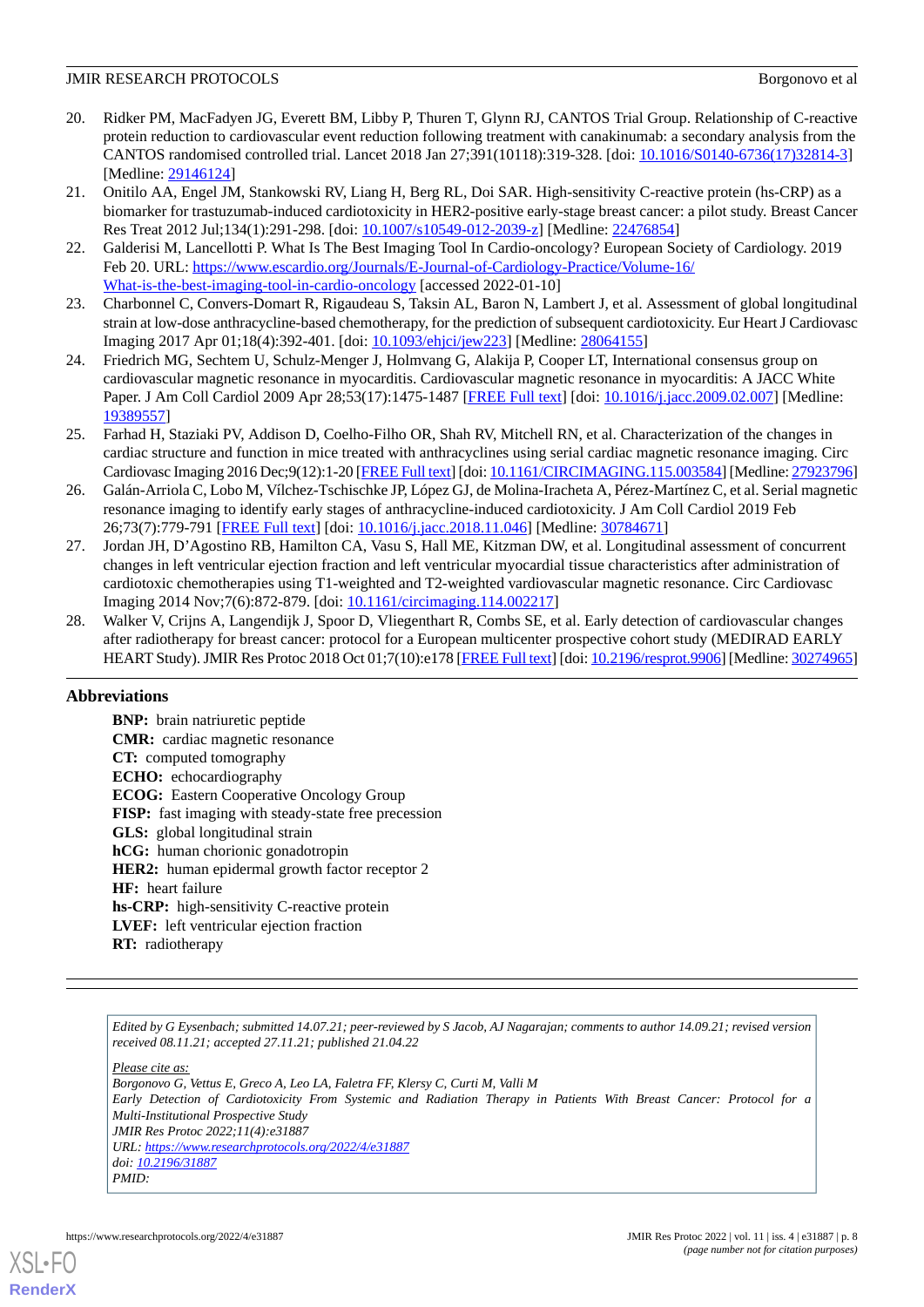20. Ridker PM, MacFadyen JG, Everett BM, Libby P, Thuren T, Glynn RJ, CANTOS Trial Group. Relationship of C-reactive protein reduction to cardiovascular event reduction following treatment with canakinumab: a secondary analysis from the CANTOS randomised controlled trial. Lancet 2018 Jan 27;391(10118):319-328. [doi: 10.1016/S0140-6736(17)32814-3] [Medline: 29146124]
21. Onitilo AA, Engel JM, Stankowski RV, Liang H, Berg RL, Doi SAR. High-sensitivity C-reactive protein (hs-CRP) as a biomarker for trastuzumab-induced cardiotoxicity in HER2-positive early-stage breast cancer: a pilot study. Breast Cancer Res Treat 2012 Jul;134(1):291-298. [doi: 10.1007/s10549-012-2039-z] [Medline: 22476854]
22. Galderisi M, Lancellotti P. What Is The Best Imaging Tool In Cardio-oncology? European Society of Cardiology. 2019 Feb 20. URL: https://www.escardio.org/Journals/E-Journal-of-Cardiology-Practice/Volume-16/What-is-the-best-imaging-tool-in-cardio-oncology [accessed 2022-01-10]
23. Charbonnel C, Convers-Domart R, Rigaudeau S, Taksin AL, Baron N, Lambert J, et al. Assessment of global longitudinal strain at low-dose anthracycline-based chemotherapy, for the prediction of subsequent cardiotoxicity. Eur Heart J Cardiovasc Imaging 2017 Apr 01;18(4):392-401. [doi: 10.1093/ehjci/jew223] [Medline: 28064155]
24. Friedrich MG, Sechtem U, Schulz-Menger J, Holmvang G, Alakija P, Cooper LT, International consensus group on cardiovascular magnetic resonance in myocarditis. Cardiovascular magnetic resonance in myocarditis: A JACC White Paper. J Am Coll Cardiol 2009 Apr 28;53(17):1475-1487 [FREE Full text] [doi: 10.1016/j.jacc.2009.02.007] [Medline: 19389557]
25. Farhad H, Staziaki PV, Addison D, Coelho-Filho OR, Shah RV, Mitchell RN, et al. Characterization of the changes in cardiac structure and function in mice treated with anthracyclines using serial cardiac magnetic resonance imaging. Circ Cardiovasc Imaging 2016 Dec;9(12):1-20 [FREE Full text] [doi: 10.1161/CIRCIMAGING.115.003584] [Medline: 27923796]
26. Galán-Arriola C, Lobo M, Vílchez-Tschischke JP, López GJ, de Molina-Iracheta A, Pérez-Martínez C, et al. Serial magnetic resonance imaging to identify early stages of anthracycline-induced cardiotoxicity. J Am Coll Cardiol 2019 Feb 26;73(7):779-791 [FREE Full text] [doi: 10.1016/j.jacc.2018.11.046] [Medline: 30784671]
27. Jordan JH, D'Agostino RB, Hamilton CA, Vasu S, Hall ME, Kitzman DW, et al. Longitudinal assessment of concurrent changes in left ventricular ejection fraction and left ventricular myocardial tissue characteristics after administration of cardiotoxic chemotherapies using T1-weighted and T2-weighted vardiovascular magnetic resonance. Circ Cardiovasc Imaging 2014 Nov;7(6):872-879. [doi: 10.1161/circimaging.114.002217]
28. Walker V, Crijns A, Langendijk J, Spoor D, Vliegenthart R, Combs SE, et al. Early detection of cardiovascular changes after radiotherapy for breast cancer: protocol for a European multicenter prospective cohort study (MEDIRAD EARLY HEART Study). JMIR Res Protoc 2018 Oct 01;7(10):e178 [FREE Full text] [doi: 10.2196/resprot.9906] [Medline: 30274965]

## Abbreviations

**BNP:** brain natriuretic peptide
**CMR:** cardiac magnetic resonance
**CT:** computed tomography
**ECHO:** echocardiography
**ECOG:** Eastern Cooperative Oncology Group
**FISP:** fast imaging with steady-state free precession
**GLS:** global longitudinal strain
**hCG:** human chorionic gonadotropin
**HER2:** human epidermal growth factor receptor 2
**HF:** heart failure
**hs-CRP:** high-sensitivity C-reactive protein
**LVEF:** left ventricular ejection fraction
**RT:** radiotherapy

---

*Edited by G Eysenbach; submitted 14.07.21; peer-reviewed by S Jacob, AJ Nagarajan; comments to author 14.09.21; revised version received 08.11.21; accepted 27.11.21; published 21.04.22*

*Please cite as:*
*Borgonovo G, Vettus E, Greco A, Leo LA, Faletra FF, Klersy C, Curti M, Valli M*
*Early Detection of Cardiotoxicity From Systemic and Radiation Therapy in Patients With Breast Cancer: Protocol for a Multi-Institutional Prospective Study*
*JMIR Res Protoc 2022;11(4):e31887*
*URL: https://www.researchprotocols.org/2022/4/e31887*
*doi: 10.2196/31887*
*PMID:*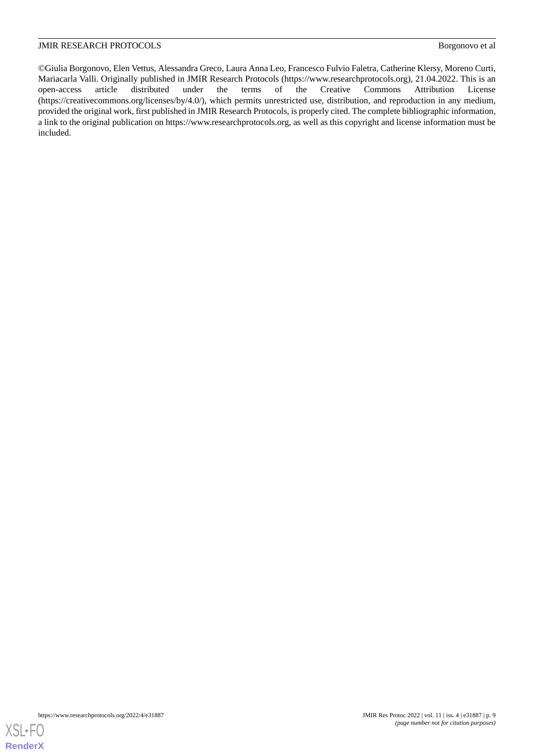©Giulia Borgonovo, Elen Vettus, Alessandra Greco, Laura Anna Leo, Francesco Fulvio Faletra, Catherine Klersy, Moreno Curti, Mariacarla Valli. Originally published in JMIR Research Protocols (https://www.researchprotocols.org), 21.04.2022. This is an open-access article distributed under the terms of the Creative Commons Attribution License (https://creativecommons.org/licenses/by/4.0/), which permits unrestricted use, distribution, and reproduction in any medium, provided the original work, first published in JMIR Research Protocols, is properly cited. The complete bibliographic information, a link to the original publication on https://www.researchprotocols.org, as well as this copyright and license information must be included.